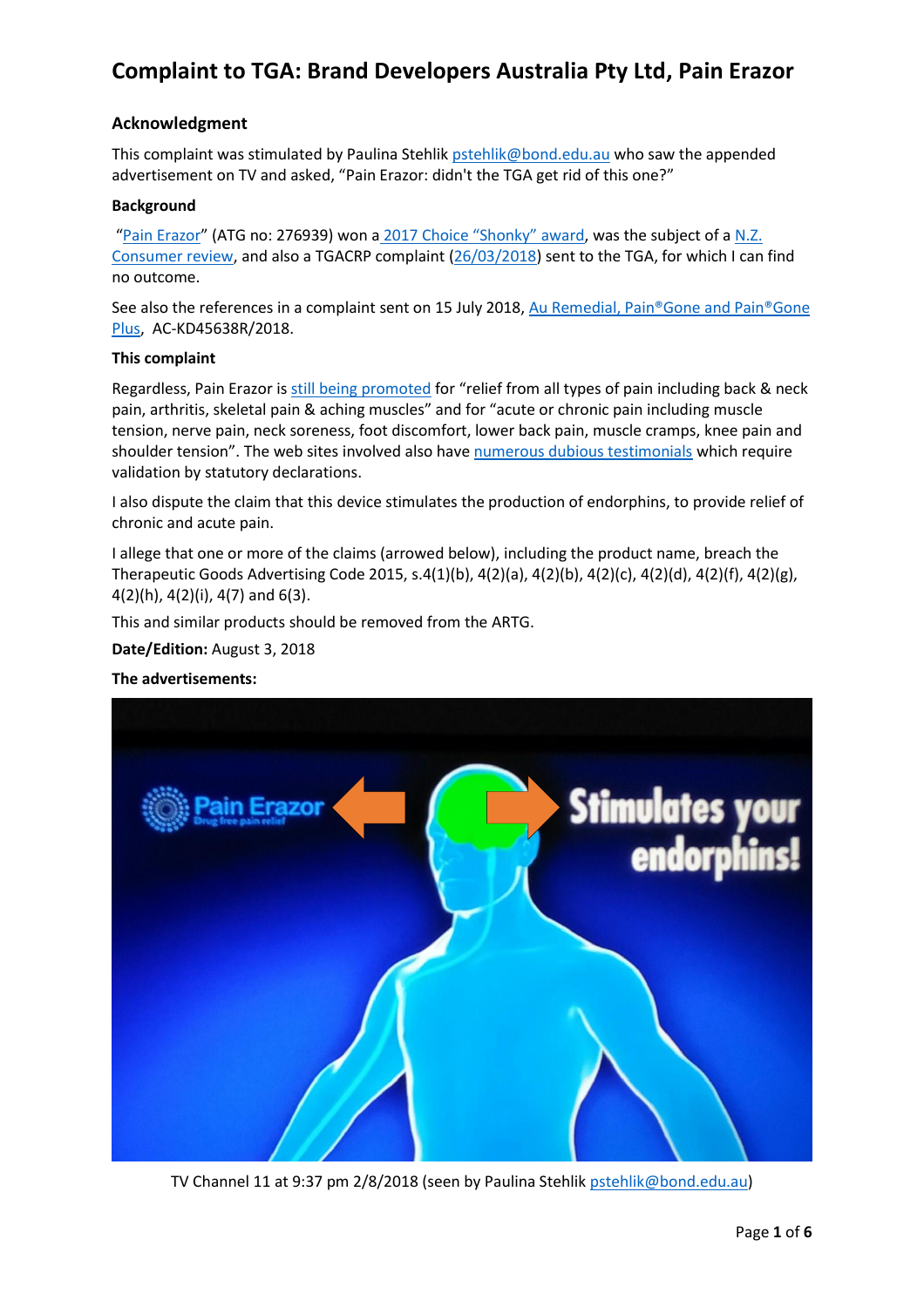# Complaint to TGA: Brand Developers Australia Pty Ltd, Pain Erazor

### Acknowledgment

This complaint was stimulated by Paulina Stehlik pstehlik@bond.edu.au who saw the appended advertisement on TV and asked, "Pain Erazor: didn't the TGA get rid of this one?"

**Background**

"Pain Erazor" (ATG no: 276939) won a 2017 Choice "Shonky" award, was the subject of a N.Z. Consumer review, and also a TGACRP complaint (26/03/2018) sent to the TGA, for which I can find no outcome.

See also the references in a complaint sent on 15 July 2018, Au Remedial, Pain®Gone and Pain®Gone Plus, AC-KD45638R/2018.

**This complaint**

Regardless, Pain Erazor is still being promoted for "relief from all types of pain including back & neck pain, arthritis, skeletal pain & aching muscles" and for "acute or chronic pain including muscle tension, nerve pain, neck soreness, foot discomfort, lower back pain, muscle cramps, knee pain and shoulder tension". The web sites involved also have numerous dubious testimonials which require validation by statutory declarations.

I also dispute the claim that this device stimulates the production of endorphins, to provide relief of chronic and acute pain.

I allege that one or more of the claims (arrowed below), including the product name, breach the Therapeutic Goods Advertising Code 2015, s.4(1)(b), 4(2)(a), 4(2)(b), 4(2)(c), 4(2)(d), 4(2)(f), 4(2)(g), 4(2)(h), 4(2)(i), 4(7) and 6(3).

This and similar products should be removed from the ARTG.

**Date/Edition:** August 3, 2018

**The advertisements:**

TV Channel 11 at 9:37 pm 2/8/2018 (seen by Paulina Stehlik pstehlik@bond.edu.au)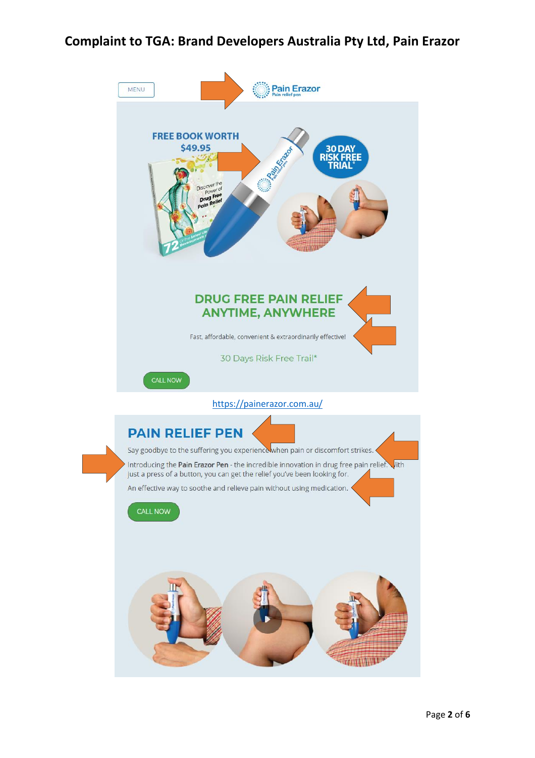# Complaint to TGA: Brand Developers Australia Pty Ltd, Pain Erazor

MENU

Pain Erazor
Pain relief pen

FREE BOOK WORTH $49.95

30 DAY RISK FREE TRIAL*

DRUG FREE PAIN RELIEF ANYTIME, ANYWHERE

Fast, affordable, convenient & extraordinarily effective!

30 Days Risk Free Trail*

CALL NOW

https://painerazor.com.au/

## PAIN RELIEF PEN

Say goodbye to the suffering you experience when pain or discomfort strikes.

Introducing the Pain Erazor Pen - the incredible innovation in drug free pain relief. With just a press of a button, you can get the relief you've been looking for.

An effective way to soothe and relieve pain without using medication.

CALL NOW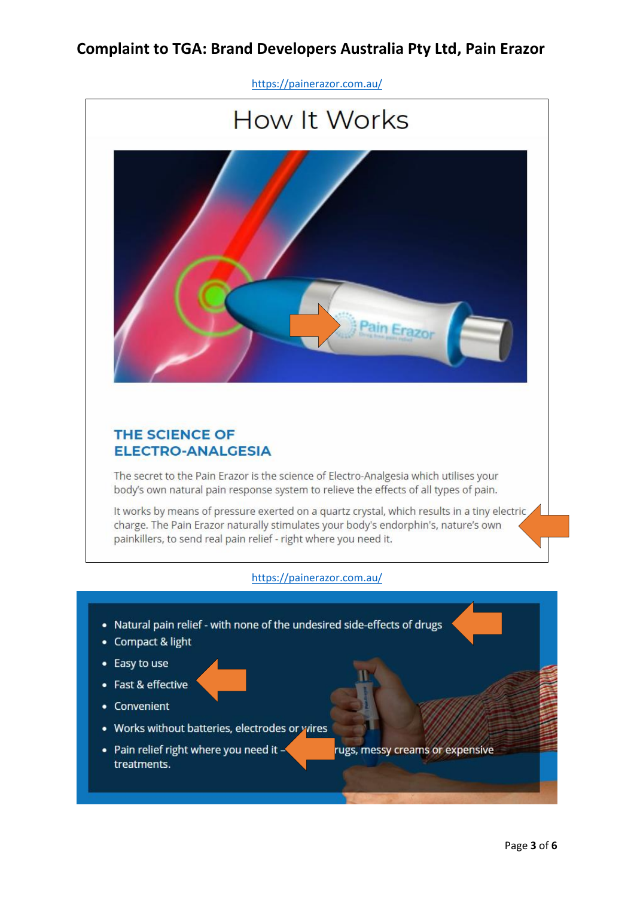# Complaint to TGA: Brand Developers Australia Pty Ltd, Pain Erazor

https://painerazor.com.au/

## How It Works

### THE SCIENCE OF ELECTRO-ANALGESIA

The secret to the Pain Erazor is the science of Electro-Analgesia which utilises your body's own natural pain response system to relieve the effects of all types of pain.

It works by means of pressure exerted on a quartz crystal, which results in a tiny electric charge. The Pain Erazor naturally stimulates your body's endorphin's, nature's own painkillers, to send real pain relief - right where you need it.

https://painerazor.com.au/

- Natural pain relief - with none of the undesired side-effects of drugs
- Compact & light
- Easy to use
- Fast & effective
- Convenient
- Works without batteries, electrodes or wires
- Pain relief right where you need it – rugs, messy creams or expensive treatments.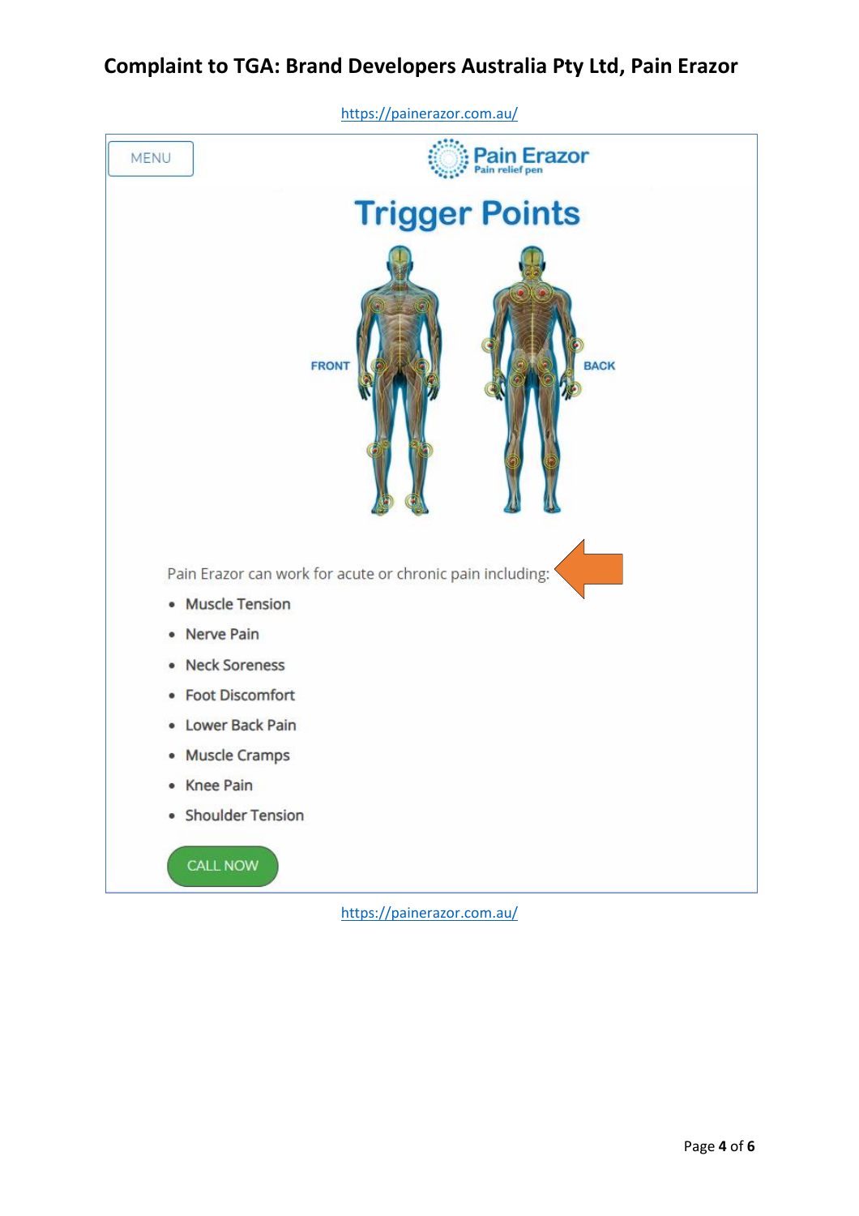# Complaint to TGA: Brand Developers Australia Pty Ltd, Pain Erazor

https://painerazor.com.au/

MENU

Pain Erazor
Pain relief pen

## Trigger Points

FRONT

BACK

Pain Erazor can work for acute or chronic pain including:

- Muscle Tension
- Nerve Pain
- Neck Soreness
- Foot Discomfort
- Lower Back Pain
- Muscle Cramps
- Knee Pain
- Shoulder Tension

CALL NOW

https://painerazor.com.au/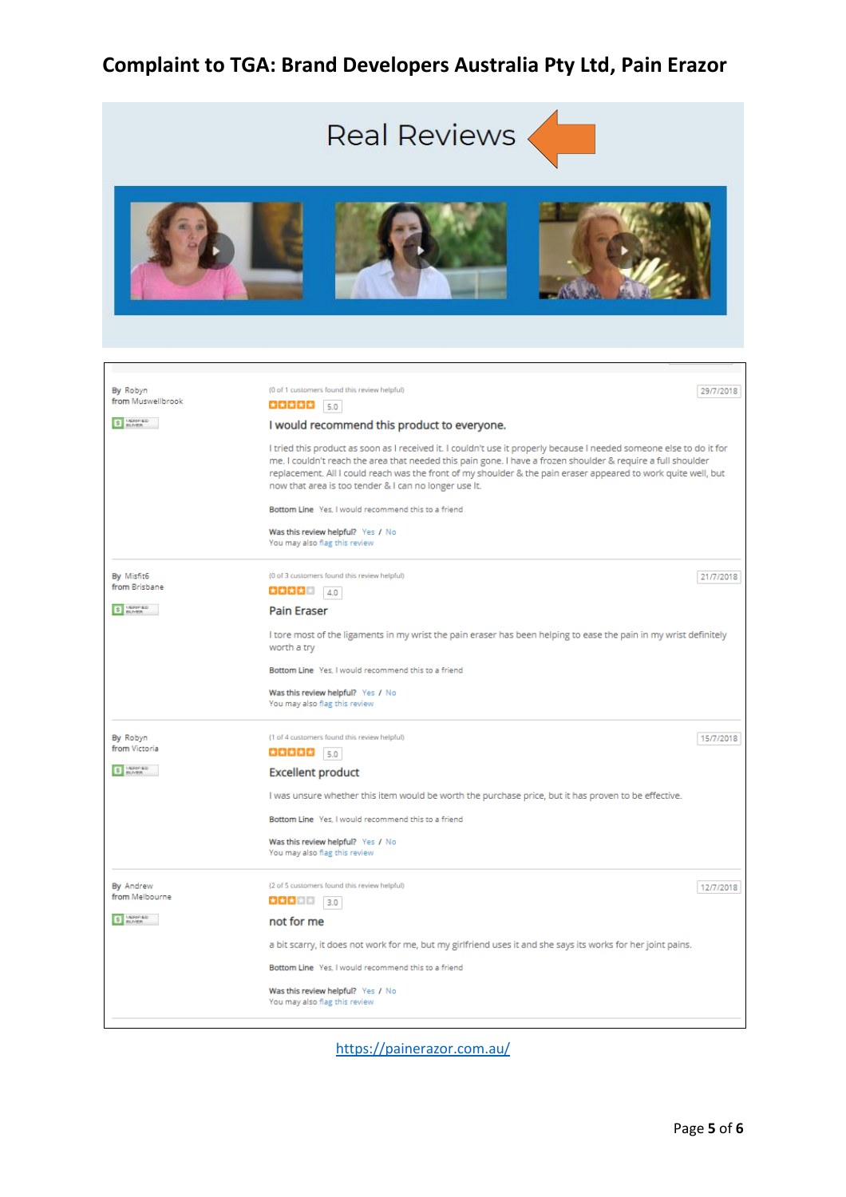# Complaint to TGA: Brand Developers Australia Pty Ltd, Pain Erazor

Real Reviews

By Robyn
from Muswellbrook

(0 of 1 customers found this review helpful)

5.0

29/7/2018

**I would recommend this product to everyone.**

I tried this product as soon as I received it. I couldn't use it properly because I needed someone else to do it for me. I couldn't reach the area that needed this pain gone. I have a frozen shoulder & require a full shoulder replacement. All I could reach was the front of my shoulder & the pain eraser appeared to work quite well, but now that area is too tender & I can no longer use It.

Bottom Line Yes, I would recommend this to a friend

Was this review helpful? Yes / No
You may also flag this review

---

By Misfit6
from Brisbane

(0 of 3 customers found this review helpful)

4.0

21/7/2018

**Pain Eraser**

I tore most of the ligaments in my wrist the pain eraser has been helping to ease the pain in my wrist definitely worth a try

Bottom Line Yes, I would recommend this to a friend

Was this review helpful? Yes / No
You may also flag this review

---

By Robyn
from Victoria

(1 of 4 customers found this review helpful)

5.0

15/7/2018

**Excellent product**

I was unsure whether this item would be worth the purchase price, but it has proven to be effective.

Bottom Line Yes, I would recommend this to a friend

Was this review helpful? Yes / No
You may also flag this review

---

By Andrew
from Melbourne

(2 of 5 customers found this review helpful)

3.0

12/7/2018

**not for me**

a bit scarry, it does not work for me, but my girlfriend uses it and she says its works for her joint pains.

Bottom Line Yes, I would recommend this to a friend

Was this review helpful? Yes / No
You may also flag this review

https://painerazor.com.au/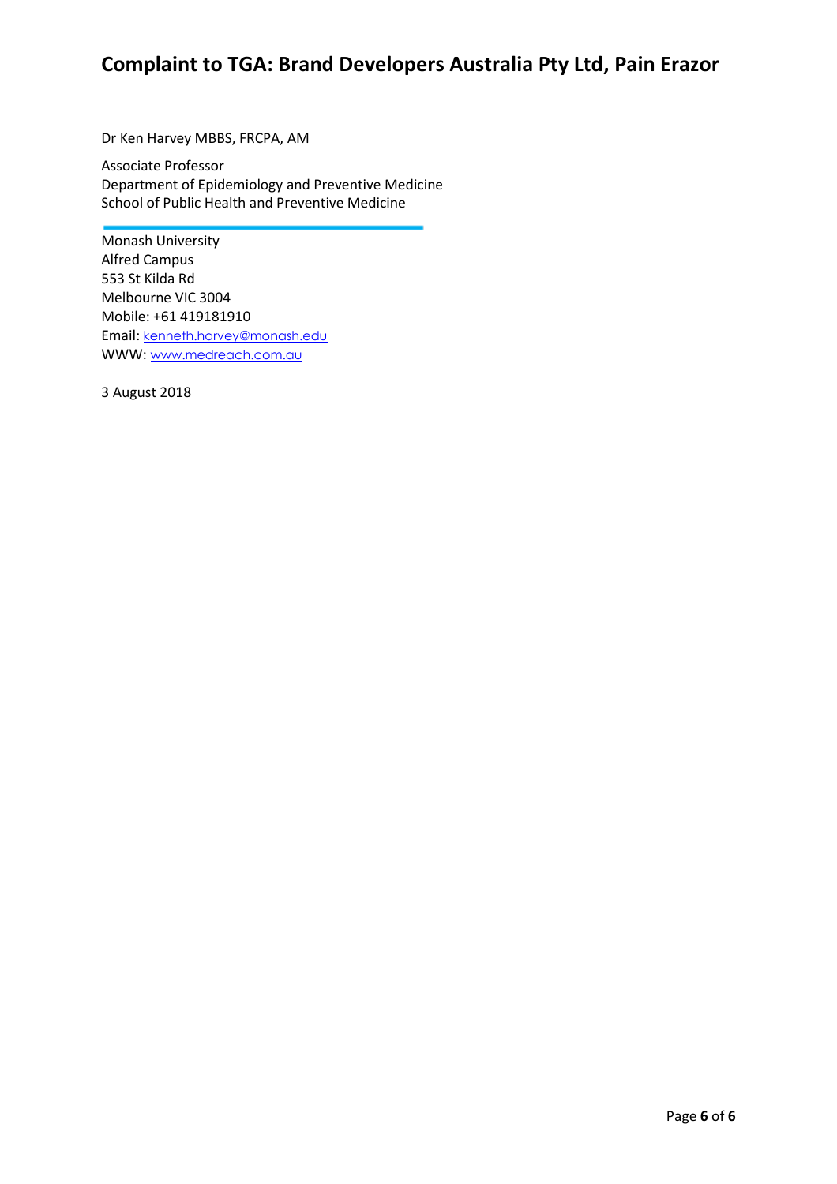Dr Ken Harvey MBBS, FRCPA, AM

Associate Professor
Department of Epidemiology and Preventive Medicine
School of Public Health and Preventive Medicine

Monash University
Alfred Campus
553 St Kilda Rd
Melbourne VIC 3004
Mobile: +61 419181910
Email: kenneth.harvey@monash.edu
WWW: www.medreach.com.au

3 August 2018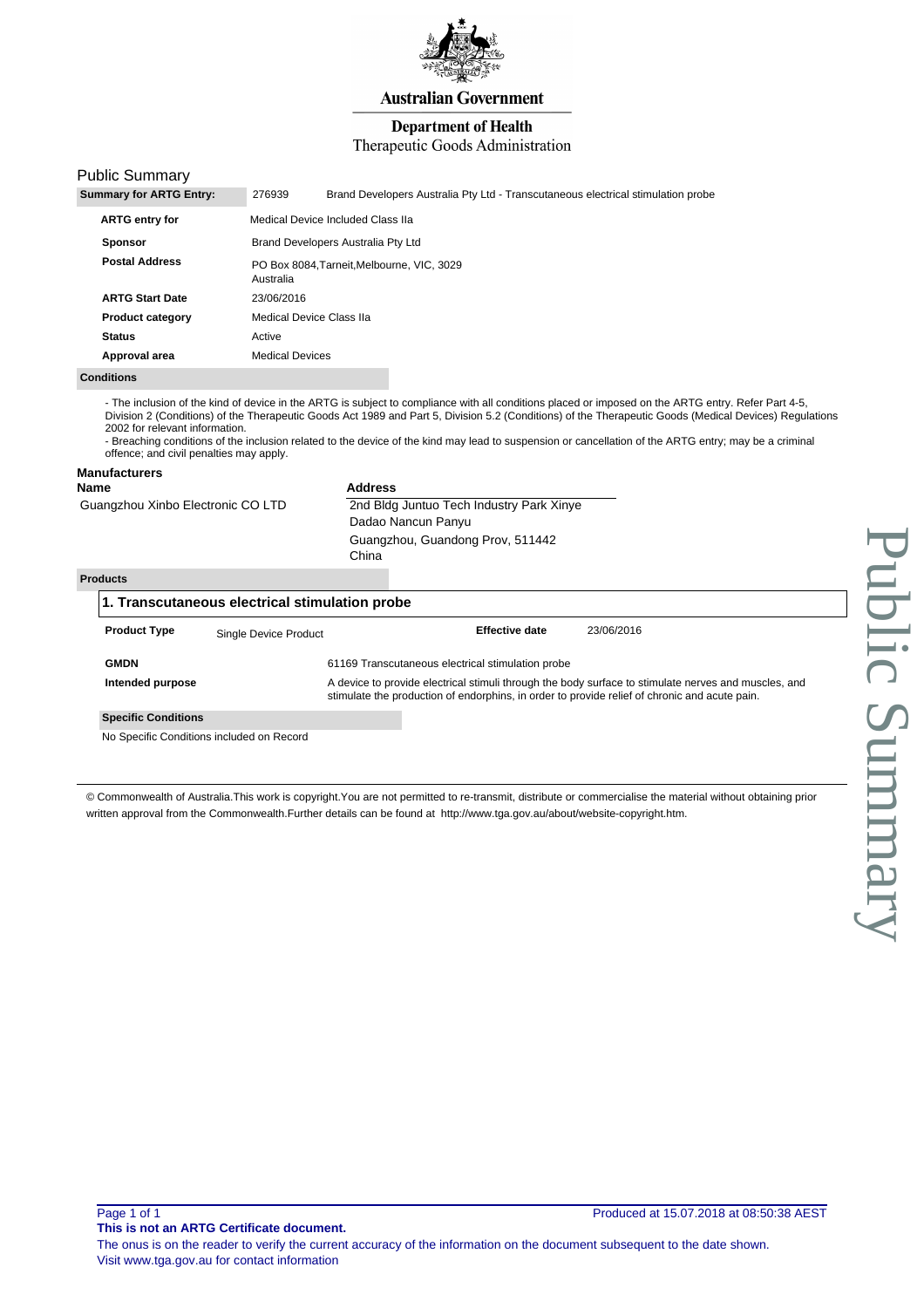Australian Government

Department of Health
Therapeutic Goods Administration

# Public Summary

| | | |
|---|---|---|
| **Summary for ARTG Entry:** | 276939 | Brand Developers Australia Pty Ltd - Transcutaneous electrical stimulation probe |

| | |
|---|---|
| **ARTG entry for** | Medical Device Included Class IIa |
| **Sponsor** | Brand Developers Australia Pty Ltd |
| **Postal Address** | PO Box 8084,Tarneit,Melbourne, VIC, 3029 Australia |
| **ARTG Start Date** | 23/06/2016 |
| **Product category** | Medical Device Class IIa |
| **Status** | Active |
| **Approval area** | Medical Devices |

**Conditions**

- The inclusion of the kind of device in the ARTG is subject to compliance with all conditions placed or imposed on the ARTG entry. Refer Part 4-5, Division 2 (Conditions) of the Therapeutic Goods Act 1989 and Part 5, Division 5.2 (Conditions) of the Therapeutic Goods (Medical Devices) Regulations 2002 for relevant information.
- Breaching conditions of the inclusion related to the device of the kind may lead to suspension or cancellation of the ARTG entry; may be a criminal offence; and civil penalties may apply.

**Manufacturers**

| Name | Address |
|---|---|
| Guangzhou Xinbo Electronic CO LTD | 2nd Bldg Juntuo Tech Industry Park Xinye Dadao Nancun Panyu Guangzhou, Guandong Prov, 511442 China |

**Products**

### 1. Transcutaneous electrical stimulation probe

| | | | |
|---|---|---|---|
| **Product Type** | Single Device Product | **Effective date** | 23/06/2016 |

| | |
|---|---|
| **GMDN** | 61169 Transcutaneous electrical stimulation probe |
| **Intended purpose** | A device to provide electrical stimuli through the body surface to stimulate nerves and muscles, and stimulate the production of endorphins, in order to provide relief of chronic and acute pain. |

**Specific Conditions**

No Specific Conditions included on Record

© Commonwealth of Australia.This work is copyright.You are not permitted to re-transmit, distribute or commercialise the material without obtaining prior written approval from the Commonwealth.Further details can be found at http://www.tga.gov.au/about/website-copyright.htm.

Produced at 15.07.2018 at 08:50:38 AEST

**This is not an ARTG Certificate document.**

The onus is on the reader to verify the current accuracy of the information on the document subsequent to the date shown.
Visit www.tga.gov.au for contact information